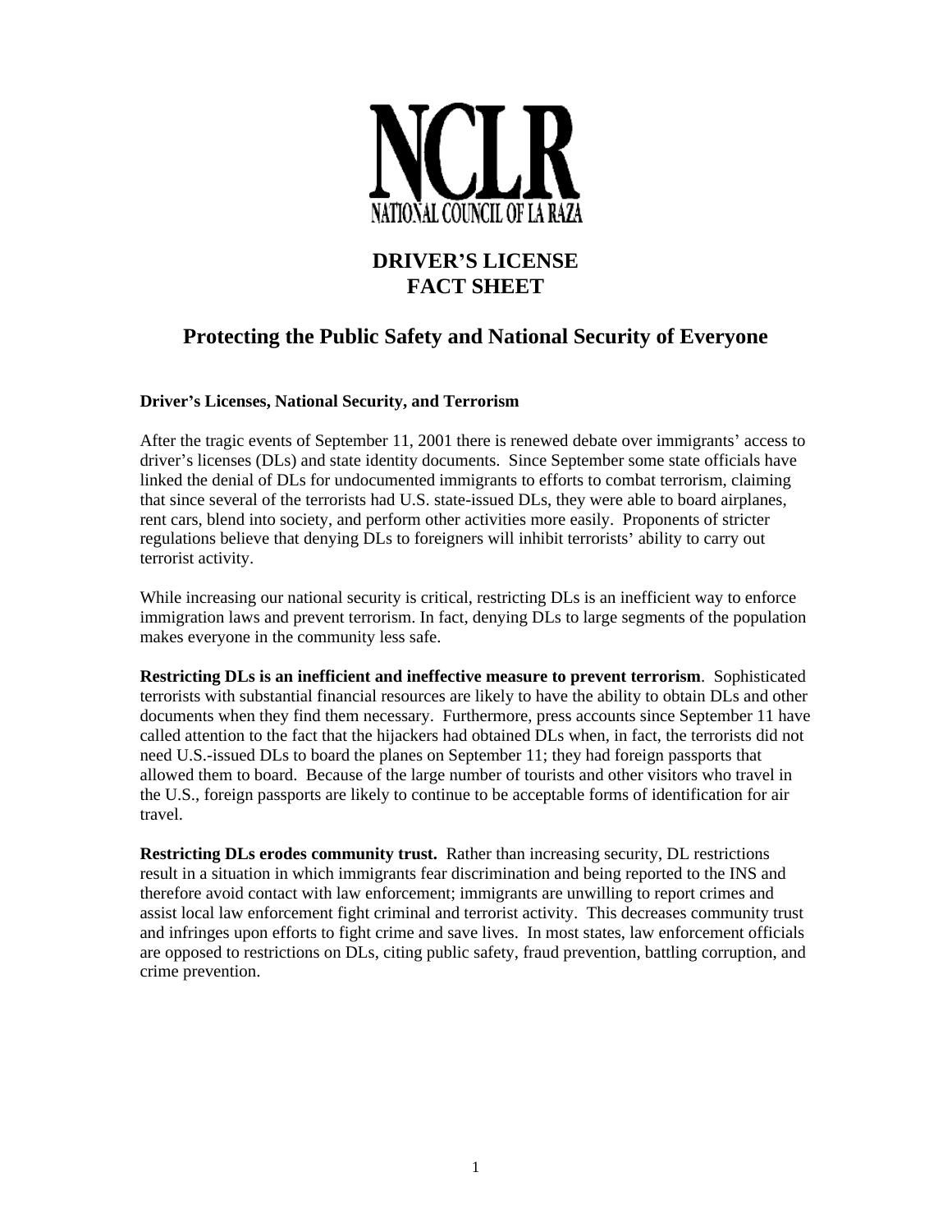NCLR

NATIONAL COUNCIL OF LA RAZA

# DRIVER'S LICENSE FACT SHEET

## Protecting the Public Safety and National Security of Everyone

### Driver's Licenses, National Security, and Terrorism

After the tragic events of September 11, 2001 there is renewed debate over immigrants' access to driver's licenses (DLs) and state identity documents. Since September some state officials have linked the denial of DLs for undocumented immigrants to efforts to combat terrorism, claiming that since several of the terrorists had U.S. state-issued DLs, they were able to board airplanes, rent cars, blend into society, and perform other activities more easily. Proponents of stricter regulations believe that denying DLs to foreigners will inhibit terrorists' ability to carry out terrorist activity.

While increasing our national security is critical, restricting DLs is an inefficient way to enforce immigration laws and prevent terrorism. In fact, denying DLs to large segments of the population makes everyone in the community less safe.

**Restricting DLs is an inefficient and ineffective measure to prevent terrorism**. Sophisticated terrorists with substantial financial resources are likely to have the ability to obtain DLs and other documents when they find them necessary. Furthermore, press accounts since September 11 have called attention to the fact that the hijackers had obtained DLs when, in fact, the terrorists did not need U.S.-issued DLs to board the planes on September 11; they had foreign passports that allowed them to board. Because of the large number of tourists and other visitors who travel in the U.S., foreign passports are likely to continue to be acceptable forms of identification for air travel.

**Restricting DLs erodes community trust.** Rather than increasing security, DL restrictions result in a situation in which immigrants fear discrimination and being reported to the INS and therefore avoid contact with law enforcement; immigrants are unwilling to report crimes and assist local law enforcement fight criminal and terrorist activity. This decreases community trust and infringes upon efforts to fight crime and save lives. In most states, law enforcement officials are opposed to restrictions on DLs, citing public safety, fraud prevention, battling corruption, and crime prevention.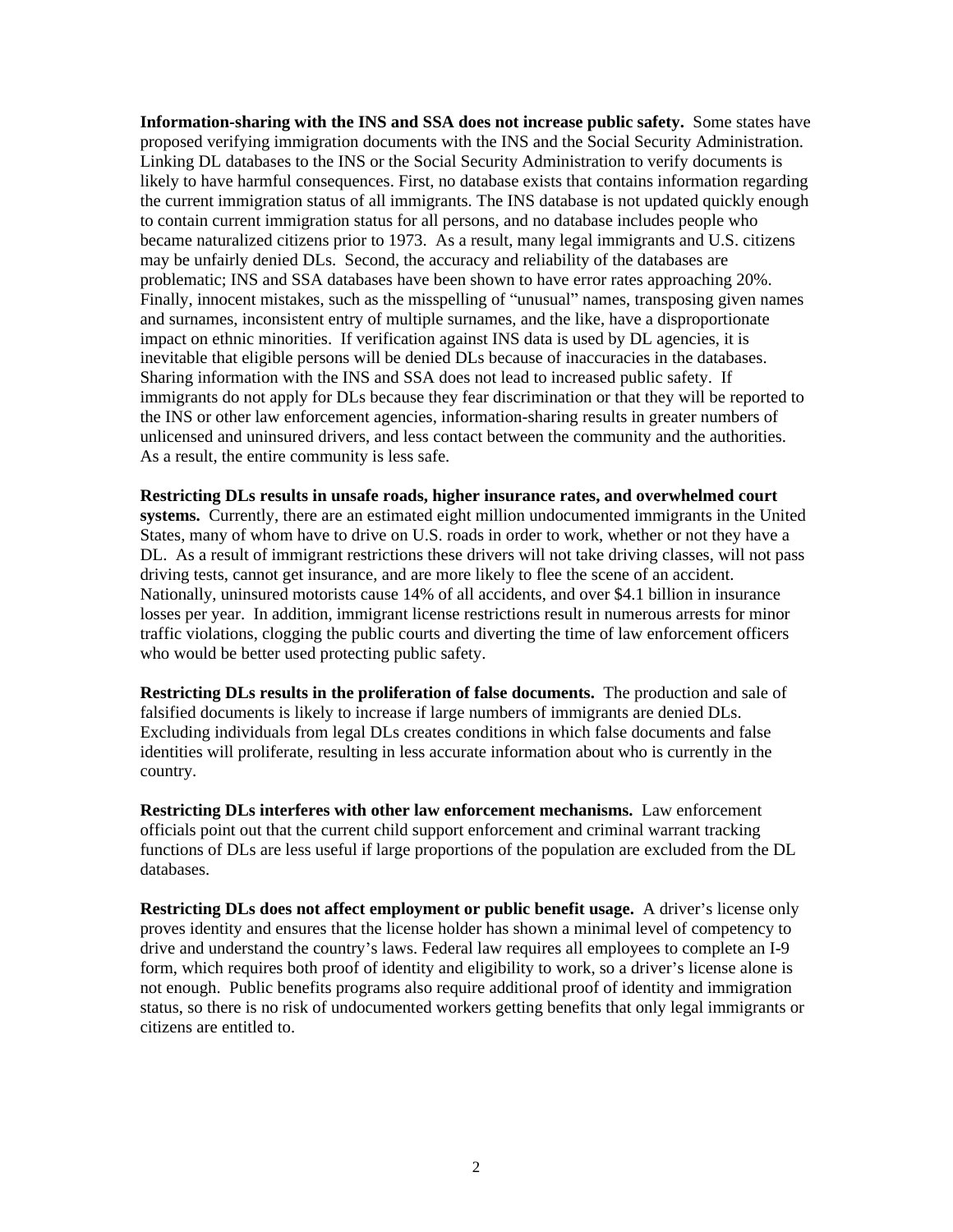**Information-sharing with the INS and SSA does not increase public safety.** Some states have proposed verifying immigration documents with the INS and the Social Security Administration. Linking DL databases to the INS or the Social Security Administration to verify documents is likely to have harmful consequences. First, no database exists that contains information regarding the current immigration status of all immigrants. The INS database is not updated quickly enough to contain current immigration status for all persons, and no database includes people who became naturalized citizens prior to 1973. As a result, many legal immigrants and U.S. citizens may be unfairly denied DLs. Second, the accuracy and reliability of the databases are problematic; INS and SSA databases have been shown to have error rates approaching 20%. Finally, innocent mistakes, such as the misspelling of "unusual" names, transposing given names and surnames, inconsistent entry of multiple surnames, and the like, have a disproportionate impact on ethnic minorities. If verification against INS data is used by DL agencies, it is inevitable that eligible persons will be denied DLs because of inaccuracies in the databases. Sharing information with the INS and SSA does not lead to increased public safety. If immigrants do not apply for DLs because they fear discrimination or that they will be reported to the INS or other law enforcement agencies, information-sharing results in greater numbers of unlicensed and uninsured drivers, and less contact between the community and the authorities. As a result, the entire community is less safe.

**Restricting DLs results in unsafe roads, higher insurance rates, and overwhelmed court systems.** Currently, there are an estimated eight million undocumented immigrants in the United States, many of whom have to drive on U.S. roads in order to work, whether or not they have a DL. As a result of immigrant restrictions these drivers will not take driving classes, will not pass driving tests, cannot get insurance, and are more likely to flee the scene of an accident. Nationally, uninsured motorists cause 14% of all accidents, and over $4.1 billion in insurance losses per year. In addition, immigrant license restrictions result in numerous arrests for minor traffic violations, clogging the public courts and diverting the time of law enforcement officers who would be better used protecting public safety.

**Restricting DLs results in the proliferation of false documents.** The production and sale of falsified documents is likely to increase if large numbers of immigrants are denied DLs. Excluding individuals from legal DLs creates conditions in which false documents and false identities will proliferate, resulting in less accurate information about who is currently in the country.

**Restricting DLs interferes with other law enforcement mechanisms.** Law enforcement officials point out that the current child support enforcement and criminal warrant tracking functions of DLs are less useful if large proportions of the population are excluded from the DL databases.

**Restricting DLs does not affect employment or public benefit usage.** A driver's license only proves identity and ensures that the license holder has shown a minimal level of competency to drive and understand the country's laws. Federal law requires all employees to complete an I-9 form, which requires both proof of identity and eligibility to work, so a driver's license alone is not enough. Public benefits programs also require additional proof of identity and immigration status, so there is no risk of undocumented workers getting benefits that only legal immigrants or citizens are entitled to.